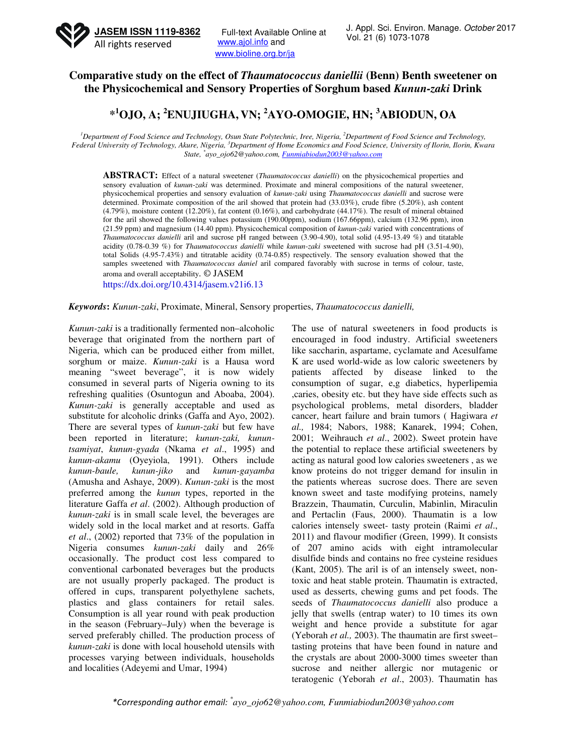# Comparative study on the effect of *Thaumatococcus daniellii* (Benn) Benth sweetener on the Physicochemical and Sensory Properties of Sorghum based *Kunun-zaki* Drink

## *[1]OJO, A; [2]ENUJIUGHA, VN; [2]AYO-OMOGIE, HN; [3]ABIODUN, OA

[1]Department of Food Science and Technology, Osun State Polytechnic, Iree, Nigeria, [2]Department of Food Science and Technology, Federal University of Technology, Akure, Nigeria, [3]Department of Home Economics and Food Science, University of Ilorin, Ilorin, Kwara State, *ayo_ojo62@yahoo.com, Funmiabiodun2003@yahoo.com

**ABSTRACT:** Effect of a natural sweetener (*Thaumatococcus danielli*) on the physicochemical properties and sensory evaluation of *kunun-zaki* was determined. Proximate and mineral compositions of the natural sweetener, physicochemical properties and sensory evaluation of *kunun-zaki* using *Thaumatococcus danielli* and sucrose were determined. Proximate composition of the aril showed that protein had (33.03%), crude fibre (5.20%), ash content (4.79%), moisture content (12.20%), fat content (0.16%), and carbohydrate (44.17%). The result of mineral obtained for the aril showed the following values potassium (190.00ppm), sodium (167.66ppm), calcium (132.96 ppm), iron (21.59 ppm) and magnesium (14.40 ppm). Physicochemical composition of *kunun-zaki* varied with concentrations of *Thaumatococcus danielli* aril and sucrose pH ranged between (3.90-4.90), total solid (4.95-13.49 %) and titatable acidity (0.78-0.39 %) for *Thaumatococcus danielli* while *kunun-zaki* sweetened with sucrose had pH (3.51-4.90), total Solids (4.95-7.43%) and titratable acidity (0.74-0.85) respectively. The sensory evaluation showed that the samples sweetened with *Thaumatococcus daniel* aril compared favorably with sucrose in terms of colour, taste, aroma and overall acceptability. © JASEM

https://dx.doi.org/10.4314/jasem.v21i6.13

***Keywords*:** *Kunun-zaki*, Proximate, Mineral, Sensory properties, *Thaumatococcus danielli,*

*Kunun-zaki* is a traditionally fermented non–alcoholic beverage that originated from the northern part of Nigeria, which can be produced either from millet, sorghum or maize. *Kunun-zaki* is a Hausa word meaning "sweet beverage", it is now widely consumed in several parts of Nigeria owning to its refreshing qualities (Osuntogun and Aboaba, 2004). *Kunun-zaki* is generally acceptable and used as substitute for alcoholic drinks (Gaffa and Ayo, 2002). There are several types of *kunun-zaki* but few have been reported in literature; *kunun-zaki, kunun-tsamiyat*, *kunun-gyada* (Nkama *et al*., 1995) and *kunun-akamu* (Oyeyiola, 1991). Others include *kunun-baule, kunun-jiko* and *kunun-gayamba* (Amusha and Ashaye, 2009). *Kunun-zaki* is the most preferred among the *kunun* types, reported in the literature Gaffa *et al*. (2002). Although production of *kunun-zaki* is in small scale level, the beverages are widely sold in the local market and at resorts. Gaffa *et al*., (2002) reported that 73% of the population in Nigeria consumes *kunun-zaki* daily and 26% occasionally. The product cost less compared to conventional carbonated beverages but the products are not usually properly packaged. The product is offered in cups, transparent polyethylene sachets, plastics and glass containers for retail sales. Consumption is all year round with peak production in the season (February–July) when the beverage is served preferably chilled. The production process of *kunun-zaki* is done with local household utensils with processes varying between individuals, households and localities (Adeyemi and Umar, 1994)

The use of natural sweeteners in food products is encouraged in food industry. Artificial sweeteners like saccharin, aspartame, cyclamate and Acesulfame K are used world-wide as low caloric sweeteners by patients affected by disease linked to the consumption of sugar, e,g diabetics, hyperlipemia ,caries, obesity etc. but they have side effects such as psychological problems, metal disorders, bladder cancer, heart failure and brain tumors ( Hagiwara *et al.,* 1984; Nabors, 1988; Kanarek, 1994; Cohen, 2001; Weihrauch *et al*., 2002). Sweet protein have the potential to replace these artificial sweeteners by acting as natural good low calories sweeteners , as we know proteins do not trigger demand for insulin in the patients whereas sucrose does. There are seven known sweet and taste modifying proteins, namely Brazzein, Thaumatin, Curculin, Mabinlin, Miraculin and Pertaclin (Faus, 2000). Thaumatin is a low calories intensely sweet- tasty protein (Raimi *et al*., 2011) and flavour modifier (Green, 1999). It consists of 207 amino acids with eight intramolecular disulfide binds and contains no free cysteine residues (Kant, 2005). The aril is of an intensely sweet, non-toxic and heat stable protein. Thaumatin is extracted, used as desserts, chewing gums and pet foods. The seeds of *Thaumatococcus danielli* also produce a jelly that swells (entrap water) to 10 times its own weight and hence provide a substitute for agar (Yeborah *et al.,* 2003). The thaumatin are first sweet–tasting proteins that have been found in nature and the crystals are about 2000-3000 times sweeter than sucrose and neither allergic nor mutagenic or teratogenic (Yeborah *et al*., 2003). Thaumatin has

*Corresponding author email: *ayo_ojo62@yahoo.com, Funmiabiodun2003@yahoo.com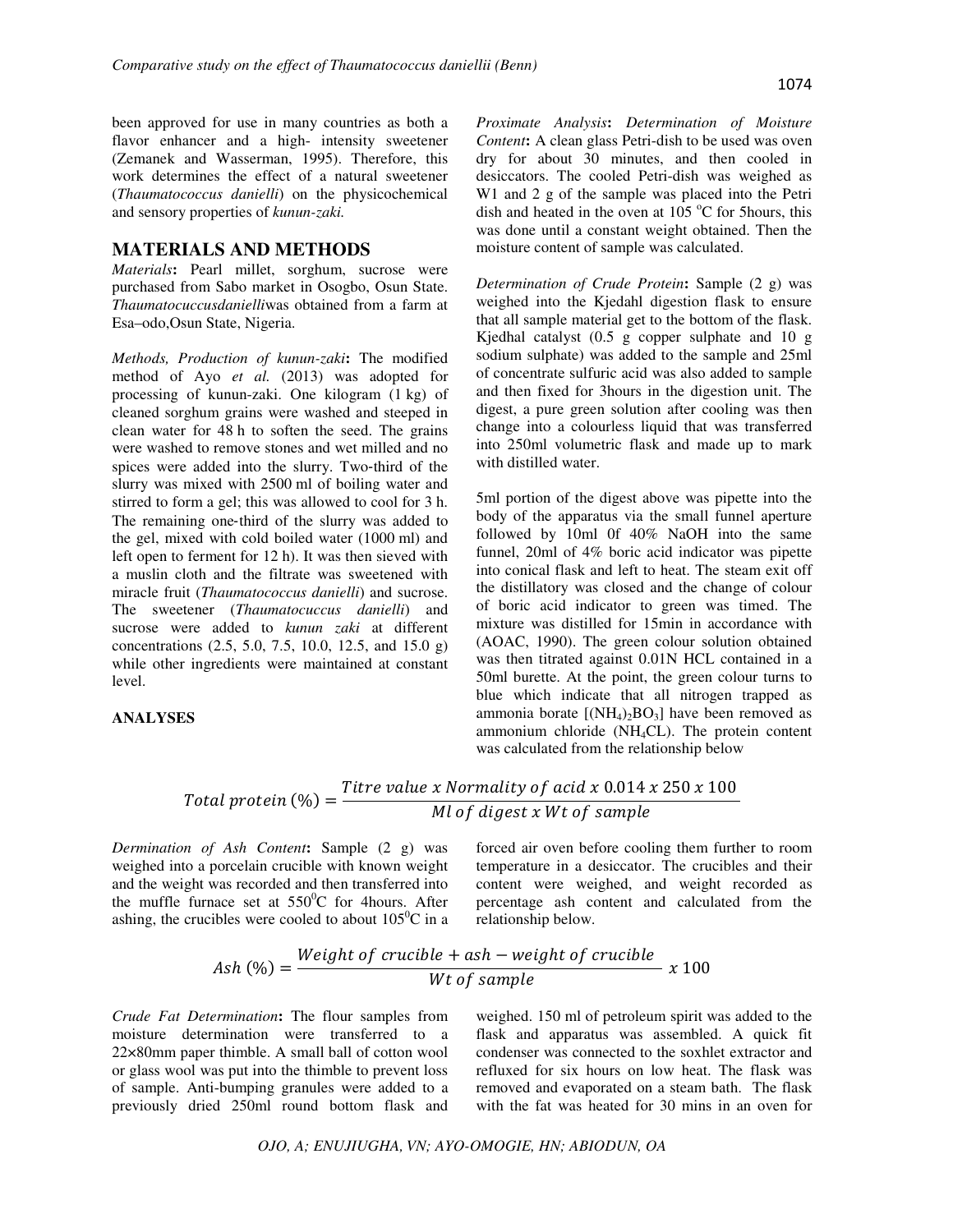been approved for use in many countries as both a flavor enhancer and a high- intensity sweetener (Zemanek and Wasserman, 1995). Therefore, this work determines the effect of a natural sweetener (*Thaumatococcus danielli*) on the physicochemical and sensory properties of *kunun-zaki.*

## MATERIALS AND METHODS

*Materials***:** Pearl millet, sorghum, sucrose were purchased from Sabo market in Osogbo, Osun State. *Thaumatocuccusdanielli*was obtained from a farm at Esa–odo,Osun State, Nigeria.

*Methods, Production of kunun-zaki***:** The modified method of Ayo *et al.* (2013) was adopted for processing of kunun-zaki. One kilogram (1 kg) of cleaned sorghum grains were washed and steeped in clean water for 48 h to soften the seed. The grains were washed to remove stones and wet milled and no spices were added into the slurry. Two-third of the slurry was mixed with 2500 ml of boiling water and stirred to form a gel; this was allowed to cool for 3 h. The remaining one-third of the slurry was added to the gel, mixed with cold boiled water (1000 ml) and left open to ferment for 12 h). It was then sieved with a muslin cloth and the filtrate was sweetened with miracle fruit (*Thaumatococcus danielli*) and sucrose. The sweetener (*Thaumatocuccus danielli*) and sucrose were added to *kunun zaki* at different concentrations (2.5, 5.0, 7.5, 10.0, 12.5, and 15.0 g) while other ingredients were maintained at constant level.

**ANALYSES**

*Proximate Analysis***:** *Determination of Moisture Content***:** A clean glass Petri-dish to be used was oven dry for about 30 minutes, and then cooled in desiccators. The cooled Petri-dish was weighed as W1 and 2 g of the sample was placed into the Petri dish and heated in the oven at 105 $^{o}$C for 5hours, this was done until a constant weight obtained. Then the moisture content of sample was calculated.

*Determination of Crude Protein***:** Sample (2 g) was weighed into the Kjedahl digestion flask to ensure that all sample material get to the bottom of the flask. Kjedhal catalyst (0.5 g copper sulphate and 10 g sodium sulphate) was added to the sample and 25ml of concentrate sulfuric acid was also added to sample and then fixed for 3hours in the digestion unit. The digest, a pure green solution after cooling was then change into a colourless liquid that was transferred into 250ml volumetric flask and made up to mark with distilled water.

5ml portion of the digest above was pipette into the body of the apparatus via the small funnel aperture followed by 10ml 0f 40% NaOH into the same funnel, 20ml of 4% boric acid indicator was pipette into conical flask and left to heat. The steam exit off the distillatory was closed and the change of colour of boric acid indicator to green was timed. The mixture was distilled for 15min in accordance with (AOAC, 1990). The green colour solution obtained was then titrated against 0.01N HCL contained in a 50ml burette. At the point, the green colour turns to blue which indicate that all nitrogen trapped as ammonia borate [$(NH_4)_2BO_3$] have been removed as ammonium chloride ($NH_4CL$). The protein content was calculated from the relationship below

$$Total\ protein\ (\%) = \frac{Titre\ value\ x\ Normality\ of\ acid\ x\ 0.014\ x\ 250\ x\ 100}{Ml\ of\ digest\ x\ Wt\ of\ sample}$$

*Dermination of Ash Content***:** Sample (2 g) was weighed into a porcelain crucible with known weight and the weight was recorded and then transferred into the muffle furnace set at 550$^{0}$C for 4hours. After ashing, the crucibles were cooled to about 105$^{0}$C in a forced air oven before cooling them further to room temperature in a desiccator. The crucibles and their content were weighed, and weight recorded as percentage ash content and calculated from the relationship below.

$$Ash\ (\%) = \frac{Weight\ of\ crucible + ash - weight\ of\ crucible}{Wt\ of\ sample}\ x\ 100$$

*Crude Fat Determination***:** The flour samples from moisture determination were transferred to a 22×80mm paper thimble. A small ball of cotton wool or glass wool was put into the thimble to prevent loss of sample. Anti-bumping granules were added to a previously dried 250ml round bottom flask and weighed. 150 ml of petroleum spirit was added to the flask and apparatus was assembled. A quick fit condenser was connected to the soxhlet extractor and refluxed for six hours on low heat. The flask was removed and evaporated on a steam bath. The flask with the fat was heated for 30 mins in an oven for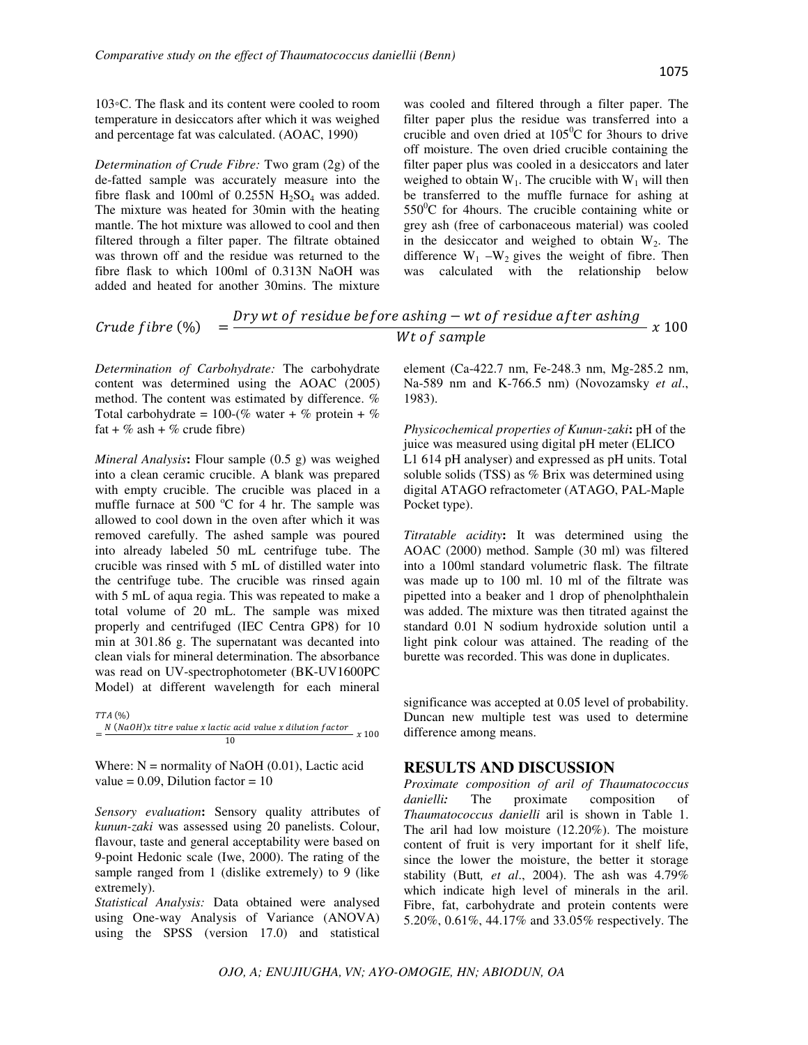103◦C. The flask and its content were cooled to room temperature in desiccators after which it was weighed and percentage fat was calculated. (AOAC, 1990)

*Determination of Crude Fibre:* Two gram (2g) of the de-fatted sample was accurately measure into the fibre flask and 100ml of 0.255N $H_2SO_4$ was added. The mixture was heated for 30min with the heating mantle. The hot mixture was allowed to cool and then filtered through a filter paper. The filtrate obtained was thrown off and the residue was returned to the fibre flask to which 100ml of 0.313N NaOH was added and heated for another 30mins. The mixture was cooled and filtered through a filter paper. The filter paper plus the residue was transferred into a crucible and oven dried at $105^0$C for 3hours to drive off moisture. The oven dried crucible containing the filter paper plus was cooled in a desiccators and later weighed to obtain $W_1$. The crucible with $W_1$ will then be transferred to the muffle furnace for ashing at $550^0$C for 4hours. The crucible containing white or grey ash (free of carbonaceous material) was cooled in the desiccator and weighed to obtain $W_2$. The difference $W_1 - W_2$ gives the weight of fibre. Then was calculated with the relationship below

$$Crude\ fibre\ (\%) = \frac{Dry\ wt\ of\ residue\ before\ ashing - wt\ of\ residue\ after\ ashing}{Wt\ of\ sample} \times 100$$

*Determination of Carbohydrate:* The carbohydrate content was determined using the AOAC (2005) method. The content was estimated by difference. % Total carbohydrate = 100-(% water + % protein + % fat + % ash + % crude fibre)

*Mineral Analysis***:** Flour sample (0.5 g) was weighed into a clean ceramic crucible. A blank was prepared with empty crucible. The crucible was placed in a muffle furnace at 500 °C for 4 hr. The sample was allowed to cool down in the oven after which it was removed carefully. The ashed sample was poured into already labeled 50 mL centrifuge tube. The crucible was rinsed with 5 mL of distilled water into the centrifuge tube. The crucible was rinsed again with 5 mL of aqua regia. This was repeated to make a total volume of 20 mL. The sample was mixed properly and centrifuged (IEC Centra GP8) for 10 min at 301.86 g. The supernatant was decanted into clean vials for mineral determination. The absorbance was read on UV-spectrophotometer (BK-UV1600PC Model) at different wavelength for each mineral element (Ca-422.7 nm, Fe-248.3 nm, Mg-285.2 nm, Na-589 nm and K-766.5 nm) (Novozamsky *et al*., 1983).

*Physicochemical properties of Kunun-zaki***:** pH of the juice was measured using digital pH meter (ELICO L1 614 pH analyser) and expressed as pH units. Total soluble solids (TSS) as % Brix was determined using digital ATAGO refractometer (ATAGO, PAL-Maple Pocket type).

*Titratable acidity***:** It was determined using the AOAC (2000) method. Sample (30 ml) was filtered into a 100ml standard volumetric flask. The filtrate was made up to 100 ml. 10 ml of the filtrate was pipetted into a beaker and 1 drop of phenolphthalein was added. The mixture was then titrated against the standard 0.01 N sodium hydroxide solution until a light pink colour was attained. The reading of the burette was recorded. This was done in duplicates.

$$TTA\ (\%) = \frac{N\ (NaOH) x\ titre\ value\ x\ lactic\ acid\ value\ x\ dilution\ factor}{10} \times 100$$

Where: N = normality of NaOH (0.01), Lactic acid value = 0.09, Dilution factor = 10

*Sensory evaluation***:** Sensory quality attributes of *kunun-zaki* was assessed using 20 panelists. Colour, flavour, taste and general acceptability were based on 9-point Hedonic scale (Iwe, 2000). The rating of the sample ranged from 1 (dislike extremely) to 9 (like extremely).

*Statistical Analysis:* Data obtained were analysed using One-way Analysis of Variance (ANOVA) using the SPSS (version 17.0) and statistical significance was accepted at 0.05 level of probability. Duncan new multiple test was used to determine difference among means.

## RESULTS AND DISCUSSION

*Proximate composition of aril of Thaumatococcus danielli:* The proximate composition of *Thaumatococcus danielli* aril is shown in Table 1. The aril had low moisture (12.20%). The moisture content of fruit is very important for it shelf life, since the lower the moisture, the better it storage stability (Butt*, et al*., 2004). The ash was 4.79% which indicate high level of minerals in the aril. Fibre, fat, carbohydrate and protein contents were 5.20%, 0.61%, 44.17% and 33.05% respectively. The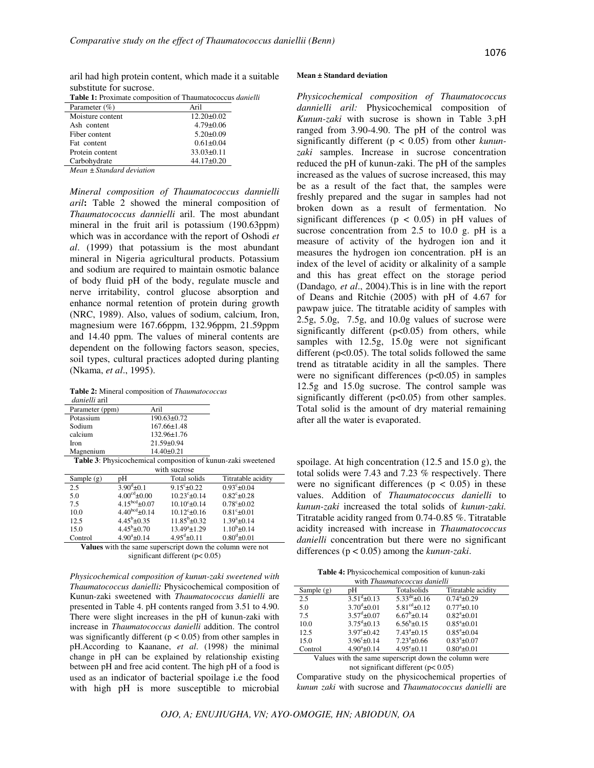aril had high protein content, which made it a suitable substitute for sucrose.

**Table 1:** Proximate composition of Thaumatococcus *danielli*

| Parameter (%) | Aril |
|---|---|
| Moisture content | 12.20±0.02 |
| Ash content | 4.79±0.06 |
| Fiber content | 5.20±0.09 |
| Fat content | 0.61±0.04 |
| Protein content | 33.03±0.11 |
| Carbohydrate | 44.17±0.20 |

*Mean ± Standard deviation*

*Mineral composition of Thaumatococcus dannielli aril***:** Table 2 showed the mineral composition of *Thaumatococcus dannielli* aril. The most abundant mineral in the fruit aril is potassium (190.63ppm) which was in accordance with the report of Oshodi *et al*. (1999) that potassium is the most abundant mineral in Nigeria agricultural products. Potassium and sodium are required to maintain osmotic balance of body fluid pH of the body, regulate muscle and nerve irritability, control glucose absorption and enhance normal retention of protein during growth (NRC, 1989). Also, values of sodium, calcium, Iron, magnesium were 167.66ppm, 132.96ppm, 21.59ppm and 14.40 ppm. The values of mineral contents are dependent on the following factors season, species, soil types, cultural practices adopted during planting (Nkama, *et al*., 1995).

**Table 2:** Mineral composition of *Thaumatococcus danielli* aril

| Parameter (ppm) | Aril |
|---|---|
| Potassium | 190.63±0.72 |
| Sodium | 167.66±1.48 |
| calcium | 132.96±1.76 |
| Iron | 21.59±0.94 |
| Magnenium | 14.40±0.21 |

**Table 3**: Physicochemical composition of kunun-zaki sweetened with sucrose

| Sample (g) | pH | Total solids | Titratable acidity |
|---|---|---|---|
| 2.5 | $3.90^{d}$±0.1 | $9.15^{c}$±0.22 | $0.93^{c}$±0.04 |
| 5.0 | $4.00^{cd}$±0.00 | $10.23^{c}$±0.14 | $0.82^{c}$±0.28 |
| 7.5 | $4.15^{bcd}$±0.07 | $10.10^{c}$±0.14 | $0.78^{c}$±0.02 |
| 10.0 | $4.40^{bcd}$±0.14 | $10.12^{c}$±0.16 | $0.81^{c}$±0.01 |
| 12.5 | $4.45^{b}$±0.35 | $11.85^{b}$±0.32 | $1.39^{a}$±0.14 |
| 15.0 | $4.45^{b}$±0.70 | $13.49^{a}$±1.29 | $1.10^{b}$±0.14 |
| Control | $4.90^{a}$±0.14 | $4.95^{d}$±0.11 | $0.80^{d}$±0.01 |

**Values** with the same superscript down the column were not significant different ($p < 0.05$)

**Mean ± Standard deviation**

*Physicochemical composition of Thaumatococcus dannielli aril:* Physicochemical composition of *Kunun-zaki* with sucrose is shown in Table 3.pH ranged from 3.90-4.90. The pH of the control was significantly different ($p < 0.05$) from other *kunun-zaki* samples. Increase in sucrose concentration reduced the pH of kunun-zaki. The pH of the samples increased as the values of sucrose increased, this may be as a result of the fact that, the samples were freshly prepared and the sugar in samples had not broken down as a result of fermentation. No significant differences ($p < 0.05$) in pH values of sucrose concentration from 2.5 to 10.0 g. pH is a measure of activity of the hydrogen ion and it measures the hydrogen ion concentration. pH is an index of the level of acidity or alkalinity of a sample and this has great effect on the storage period (Dandago*, et al*., 2004).This is in line with the report of Deans and Ritchie (2005) with pH of 4.67 for pawpaw juice. The titratable acidity of samples with 2.5g, 5.0g, 7.5g, and 10.0g values of sucrose were significantly different ($p<0.05$) from others, while samples with 12.5g, 15.0g were not significant different ($p<0.05$). The total solids followed the same trend as titratable acidity in all the samples. There were no significant differences ($p<0.05$) in samples 12.5g and 15.0g sucrose. The control sample was significantly different ($p<0.05$) from other samples. Total solid is the amount of dry material remaining after all the water is evaporated.

*Physicochemical composition of kunun-zaki sweetened with Thaumatococcus danielli***:** Physicochemical composition of Kunun-zaki sweetened with *Thaumatococcus danielli* are presented in Table 4. pH contents ranged from 3.51 to 4.90. There were slight increases in the pH of kunun-zaki with increase in *Thaumatococcus danielli* addition. The control was significantly different ($p < 0.05$) from other samples in pH.According to Kaanane, *et al*. (1998) the minimal change in pH can be explained by relationship existing between pH and free acid content. The high pH of a food is used as an indicator of bacterial spoilage i.e the food with high pH is more susceptible to microbial spoilage. At high concentration (12.5 and 15.0 g), the total solids were 7.43 and 7.23 % respectively. There were no significant differences ($p < 0.05$) in these values. Addition of *Thaumatococcus danielli* to *kunun-zaki* increased the total solids of *kunun-zaki.* Titratable acidity ranged from 0.74-0.85 %. Titratable acidity increased with increase in *Thaumatococcus danielli* concentration but there were no significant differences ($p < 0.05$) among the *kunun-zaki*.

**Table 4:** Physicochemical composition of kunun-zaki with *Thaumatococcus danielli*

| Sample (g) | pH | Totalsolids | Titratable acidity |
|---|---|---|---|
| 2.5 | $3.51^{d}$±0.13 | $5.33^{de}$±0.16 | $0.74^{a}$±0.29 |
| 5.0 | $3.70^{d}$±0.01 | $5.81^{cd}$±0.12 | $0.77^{a}$±0.10 |
| 7.5 | $3.57^{d}$±0.07 | $6.67^{b}$±0.14 | $0.82^{a}$±0.01 |
| 10.0 | $3.75^{d}$±0.13 | $6.56^{b}$±0.15 | $0.85^{a}$±0.01 |
| 12.5 | $3.97^{c}$±0.42 | $7.43^{a}$±0.15 | $0.85^{a}$±0.04 |
| 15.0 | $3.96^{c}$±0.14 | $7.23^{a}$±0.66 | $0.83^{a}$±0.07 |
| Control | $4.90^{a}$±0.14 | $4.95^{e}$±0.11 | $0.80^{a}$±0.01 |

Values with the same superscript down the column were not significant different ($p < 0.05$)

Comparative study on the physicochemical properties of *kunun zaki* with sucrose and *Thaumatococcus danielli* are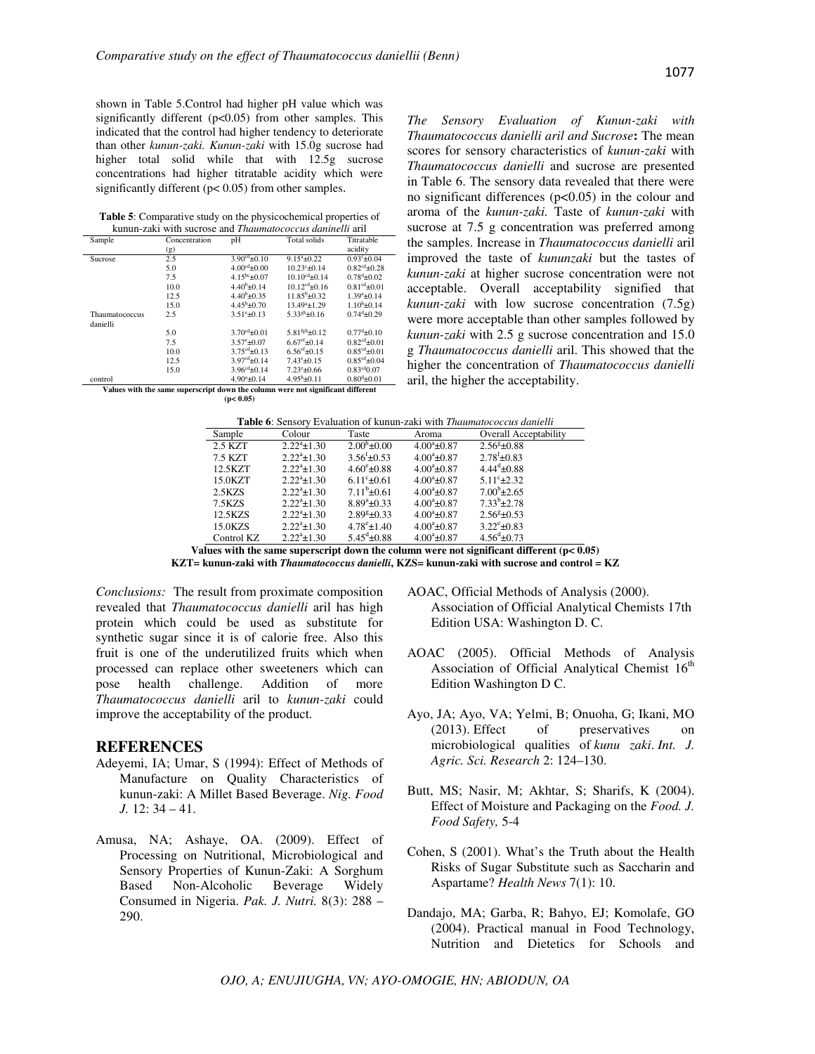shown in Table 5.Control had higher pH value which was significantly different ($p<0.05$) from other samples. This indicated that the control had higher tendency to deteriorate than other *kunun-zaki. Kunun-zaki* with 15.0g sucrose had higher total solid while that with 12.5g sucrose concentrations had higher titratable acidity which were significantly different ($p< 0.05$) from other samples.

**Table 5**: Comparative study on the physicochemical properties of kunun-zaki with sucrose and *Thaumatococcus daninelli* aril

| Sample | Concentration (g) | pH | Total solids | Titratable acidity |
|---|---|---|---|---|
| Sucrose | 2.5 | $3.90^{cd}\pm0.10$ | $9.15^{a}\pm0.22$ | $0.93^{c}\pm0.04$ |
| | 5.0 | $4.00^{cd}\pm0.00$ | $10.23^{c}\pm0.14$ | $0.82^{cd}\pm0.28$ |
| | 7.5 | $4.15^{bc}\pm0.07$ | $10.10^{cd}\pm0.14$ | $0.78^{d}\pm0.02$ |
| | 10.0 | $4.40^{b}\pm0.14$ | $10.12^{cd}\pm0.16$ | $0.81^{cd}\pm0.01$ |
| | 12.5 | $4.40^{b}\pm0.35$ | $11.85^{b}\pm0.32$ | $1.39^{a}\pm0.14$ |
| | 15.0 | $4.45^{b}\pm0.70$ | $13.49^{a}\pm1.29$ | $1.10^{b}\pm0.14$ |
| Thaumatococcus danielli | 2.5 | $3.51^{e}\pm0.13$ | $5.33^{gh}\pm0.16$ | $0.74^{d}\pm0.29$ |
| | 5.0 | $3.70^{cd}\pm0.01$ | $5.81^{fgh}\pm0.12$ | $0.77^{d}\pm0.10$ |
| | 7.5 | $3.57^{e}\pm0.07$ | $6.67^{ef}\pm0.14$ | $0.82^{cd}\pm0.01$ |
| | 10.0 | $3.75^{cd}\pm0.13$ | $6.56^{ef}\pm0.15$ | $0.85^{cd}\pm0.01$ |
| | 12.5 | $3.97^{cd}\pm0.14$ | $7.43^{e}\pm0.15$ | $0.85^{cd}\pm0.04$ |
| | 15.0 | $3.96^{cd}\pm0.14$ | $7.23^{e}\pm0.66$ | $0.83^{cd}0.07$ |
| control | | $4.90^{a}\pm0.14$ | $4.95^{h}\pm0.11$ | $0.80^{d}\pm0.01$ |

**Values with the same superscript down the column were not significant different ($p< 0.05$)**

*The Sensory Evaluation of Kunun-zaki with Thaumatococcus danielli aril and Sucrose***:** The mean scores for sensory characteristics of *kunun-zaki* with *Thaumatococcus danielli* and sucrose are presented in Table 6. The sensory data revealed that there were no significant differences ($p<0.05$) in the colour and aroma of the *kunun-zaki.* Taste of *kunun-zaki* with sucrose at 7.5 g concentration was preferred among the samples. Increase in *Thaumatococcus danielli* aril improved the taste of *kununzaki* but the tastes of *kunun-zaki* at higher sucrose concentration were not acceptable. Overall acceptability signified that *kunun-zaki* with low sucrose concentration (7.5g) were more acceptable than other samples followed by *kunun-zaki* with 2.5 g sucrose concentration and 15.0 g *Thaumatococcus danielli* aril. This showed that the higher the concentration of *Thaumatococcus danielli* aril, the higher the acceptability.

**Table 6**: Sensory Evaluation of kunun-zaki with *Thaumatococcus danielli*

| Sample | Colour | Taste | Aroma | Overall Acceptability |
|---|---|---|---|---|
| 2.5 KZT | $2.22^{a}\pm1.30$ | $2.00^{h}\pm0.00$ | $4.00^{a}\pm0.87$ | $2.56^{g}\pm0.88$ |
| 7.5 KZT | $2.22^{a}\pm1.30$ | $3.56^{f}\pm0.53$ | $4.00^{a}\pm0.87$ | $2.78^{f}\pm0.83$ |
| 12.5KZT | $2.22^{a}\pm1.30$ | $4.60^{e}\pm0.88$ | $4.00^{a}\pm0.87$ | $4.44^{d}\pm0.88$ |
| 15.0KZT | $2.22^{a}\pm1.30$ | $6.11^{c}\pm0.61$ | $4.00^{a}\pm0.87$ | $5.11^{c}\pm2.32$ |
| 2.5KZS | $2.22^{a}\pm1.30$ | $7.11^{b}\pm0.61$ | $4.00^{a}\pm0.87$ | $7.00^{b}\pm2.65$ |
| 7.5KZS | $2.22^{a}\pm1.30$ | $8.89^{a}\pm0.33$ | $4.00^{a}\pm0.87$ | $7.33^{b}\pm2.78$ |
| 12.5KZS | $2.22^{a}\pm1.30$ | $2.89^{g}\pm0.33$ | $4.00^{a}\pm0.87$ | $2.56^{g}\pm0.53$ |
| 15.0KZS | $2.22^{a}\pm1.30$ | $4.78^{e}\pm1.40$ | $4.00^{a}\pm0.87$ | $3.22^{e}\pm0.83$ |
| Control KZ | $2.22^{a}\pm1.30$ | $5.45^{d}\pm0.88$ | $4.00^{a}\pm0.87$ | $4.56^{d}\pm0.73$ |

**Values with the same superscript down the column were not significant different ($p< 0.05$)**
**KZT= kunun-zaki with *Thaumatococcus danielli*, KZS= kunun-zaki with sucrose and control = KZ**

*Conclusions:* The result from proximate composition revealed that *Thaumatococcus danielli* aril has high protein which could be used as substitute for synthetic sugar since it is of calorie free. Also this fruit is one of the underutilized fruits which when processed can replace other sweeteners which can pose health challenge. Addition of more *Thaumatococcus danielli* aril to *kunun-zaki* could improve the acceptability of the product.

## REFERENCES

Adeyemi, IA; Umar, S (1994): Effect of Methods of Manufacture on Quality Characteristics of kunun-zaki: A Millet Based Beverage. *Nig. Food J.* 12: 34 – 41.

Amusa, NA; Ashaye, OA. (2009). Effect of Processing on Nutritional, Microbiological and Sensory Properties of Kunun-Zaki: A Sorghum Based Non-Alcoholic Beverage Widely Consumed in Nigeria. *Pak. J. Nutri.* 8(3): 288 – 290.

AOAC, Official Methods of Analysis (2000). Association of Official Analytical Chemists 17th Edition USA: Washington D. C.

AOAC (2005). Official Methods of Analysis Association of Official Analytical Chemist 16th Edition Washington D C.

Ayo, JA; Ayo, VA; Yelmi, B; Onuoha, G; Ikani, MO (2013). Effect of preservatives on microbiological qualities of *kunu zaki*. *Int. J. Agric. Sci. Research* 2: 124–130.

Butt, MS; Nasir, M; Akhtar, S; Sharifs, K (2004). Effect of Moisture and Packaging on the *Food. J. Food Safety,* 5-4

Cohen, S (2001). What's the Truth about the Health Risks of Sugar Substitute such as Saccharin and Aspartame? *Health News* 7(1): 10.

Dandajo, MA; Garba, R; Bahyo, EJ; Komolafe, GO (2004). Practical manual in Food Technology, Nutrition and Dietetics for Schools and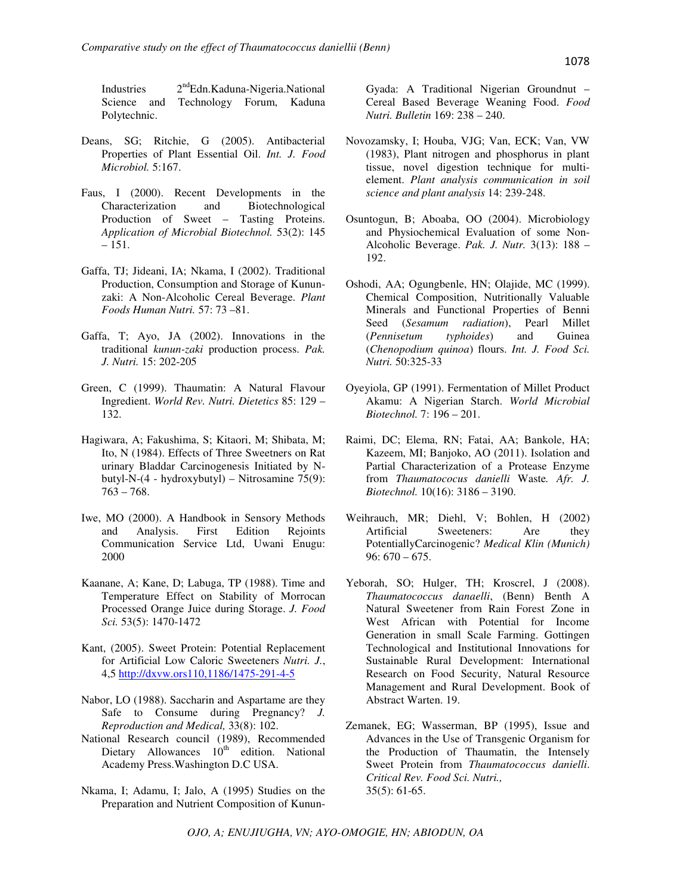Industries 2[nd]Edn.Kaduna-Nigeria.National Science and Technology Forum, Kaduna Polytechnic.

Deans, SG; Ritchie, G (2005). Antibacterial Properties of Plant Essential Oil. *Int. J. Food Microbiol.* 5:167.

Faus, I (2000). Recent Developments in the Characterization and Biotechnological Production of Sweet – Tasting Proteins. *Application of Microbial Biotechnol.* 53(2): 145 – 151.

Gaffa, TJ; Jideani, IA; Nkama, I (2002). Traditional Production, Consumption and Storage of Kunun-zaki: A Non-Alcoholic Cereal Beverage. *Plant Foods Human Nutri.* 57: 73 –81.

Gaffa, T; Ayo, JA (2002). Innovations in the traditional *kunun-zaki* production process. *Pak. J. Nutri.* 15: 202-205

Green, C (1999). Thaumatin: A Natural Flavour Ingredient. *World Rev. Nutri. Dietetics* 85: 129 – 132.

Hagiwara, A; Fakushima, S; Kitaori, M; Shibata, M; Ito, N (1984). Effects of Three Sweetners on Rat urinary Bladdar Carcinogenesis Initiated by N-butyl-N-(4 - hydroxybutyl) – Nitrosamine 75(9): 763 – 768.

Iwe, MO (2000). A Handbook in Sensory Methods and Analysis. First Edition Rejoints Communication Service Ltd, Uwani Enugu: 2000

Kaanane, A; Kane, D; Labuga, TP (1988). Time and Temperature Effect on Stability of Morrocan Processed Orange Juice during Storage. *J. Food Sci.* 53(5): 1470-1472

Kant, (2005). Sweet Protein: Potential Replacement for Artificial Low Caloric Sweeteners *Nutri. J.*, 4,5 http://dxvw.ors110,1186/1475-291-4-5

Nabor, LO (1988). Saccharin and Aspartame are they Safe to Consume during Pregnancy? *J. Reproduction and Medical,* 33(8): 102.

National Research council (1989), Recommended Dietary Allowances 10[th] edition. National Academy Press.Washington D.C USA.

Nkama, I; Adamu, I; Jalo, A (1995) Studies on the Preparation and Nutrient Composition of Kunun-Gyada: A Traditional Nigerian Groundnut – Cereal Based Beverage Weaning Food. *Food Nutri. Bulletin* 169: 238 – 240.

Novozamsky, I; Houba, VJG; Van, ECK; Van, VW (1983), Plant nitrogen and phosphorus in plant tissue, novel digestion technique for multi-element. *Plant analysis communication in soil science and plant analysis* 14: 239-248.

Osuntogun, B; Aboaba, OO (2004). Microbiology and Physiochemical Evaluation of some Non-Alcoholic Beverage. *Pak. J. Nutr.* 3(13): 188 – 192.

Oshodi, AA; Ogungbenle, HN; Olajide, MC (1999). Chemical Composition, Nutritionally Valuable Minerals and Functional Properties of Benni Seed (*Sesamum radiation*), Pearl Millet (*Pennisetum typhoides*) and Guinea (*Chenopodium quinoa*) flours. *Int. J. Food Sci. Nutri.* 50:325-33

Oyeyiola, GP (1991). Fermentation of Millet Product Akamu: A Nigerian Starch. *World Microbial Biotechnol.* 7: 196 – 201.

Raimi, DC; Elema, RN; Fatai, AA; Bankole, HA; Kazeem, MI; Banjoko, AO (2011). Isolation and Partial Characterization of a Protease Enzyme from *Thaumatococus danielli* Waste*. Afr. J. Biotechnol.* 10(16): 3186 – 3190.

Weihrauch, MR; Diehl, V; Bohlen, H (2002) Artificial Sweeteners: Are they PotentiallyCarcinogenic? *Medical Klin (Munich)* 96: 670 – 675.

Yeborah, SO; Hulger, TH; Kroscrel, J (2008). *Thaumatococcus danaelli*, (Benn) Benth A Natural Sweetener from Rain Forest Zone in West African with Potential for Income Generation in small Scale Farming. Gottingen Technological and Institutional Innovations for Sustainable Rural Development: International Research on Food Security, Natural Resource Management and Rural Development. Book of Abstract Warten. 19.

Zemanek, EG; Wasserman, BP (1995), Issue and Advances in the Use of Transgenic Organism for the Production of Thaumatin, the Intensely Sweet Protein from *Thaumatococcus danielli*. *Critical Rev. Food Sci. Nutri.,* 35(5): 61-65.